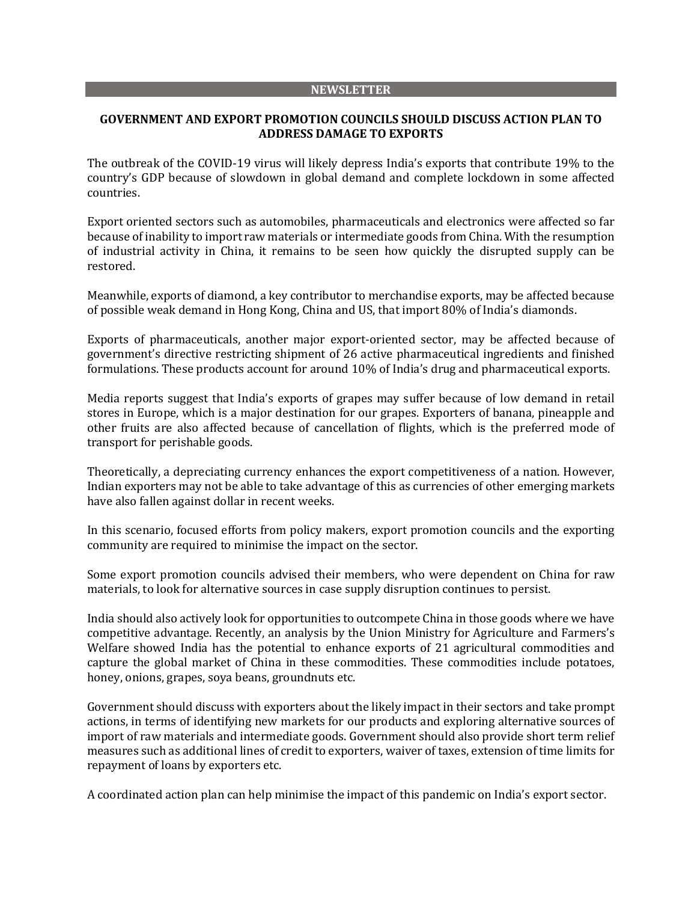**NEWSLETTER**

# GOVERNMENT AND EXPORT PROMOTION COUNCILS SHOULD DISCUSS ACTION PLAN TO ADDRESS DAMAGE TO EXPORTS

The outbreak of the COVID-19 virus will likely depress India's exports that contribute 19% to the country's GDP because of slowdown in global demand and complete lockdown in some affected countries.

Export oriented sectors such as automobiles, pharmaceuticals and electronics were affected so far because of inability to import raw materials or intermediate goods from China. With the resumption of industrial activity in China, it remains to be seen how quickly the disrupted supply can be restored.

Meanwhile, exports of diamond, a key contributor to merchandise exports, may be affected because of possible weak demand in Hong Kong, China and US, that import 80% of India's diamonds.

Exports of pharmaceuticals, another major export-oriented sector, may be affected because of government's directive restricting shipment of 26 active pharmaceutical ingredients and finished formulations. These products account for around 10% of India's drug and pharmaceutical exports.

Media reports suggest that India's exports of grapes may suffer because of low demand in retail stores in Europe, which is a major destination for our grapes. Exporters of banana, pineapple and other fruits are also affected because of cancellation of flights, which is the preferred mode of transport for perishable goods.

Theoretically, a depreciating currency enhances the export competitiveness of a nation. However, Indian exporters may not be able to take advantage of this as currencies of other emerging markets have also fallen against dollar in recent weeks.

In this scenario, focused efforts from policy makers, export promotion councils and the exporting community are required to minimise the impact on the sector.

Some export promotion councils advised their members, who were dependent on China for raw materials, to look for alternative sources in case supply disruption continues to persist.

India should also actively look for opportunities to outcompete China in those goods where we have competitive advantage. Recently, an analysis by the Union Ministry for Agriculture and Farmers's Welfare showed India has the potential to enhance exports of 21 agricultural commodities and capture the global market of China in these commodities. These commodities include potatoes, honey, onions, grapes, soya beans, groundnuts etc.

Government should discuss with exporters about the likely impact in their sectors and take prompt actions, in terms of identifying new markets for our products and exploring alternative sources of import of raw materials and intermediate goods. Government should also provide short term relief measures such as additional lines of credit to exporters, waiver of taxes, extension of time limits for repayment of loans by exporters etc.

A coordinated action plan can help minimise the impact of this pandemic on India's export sector.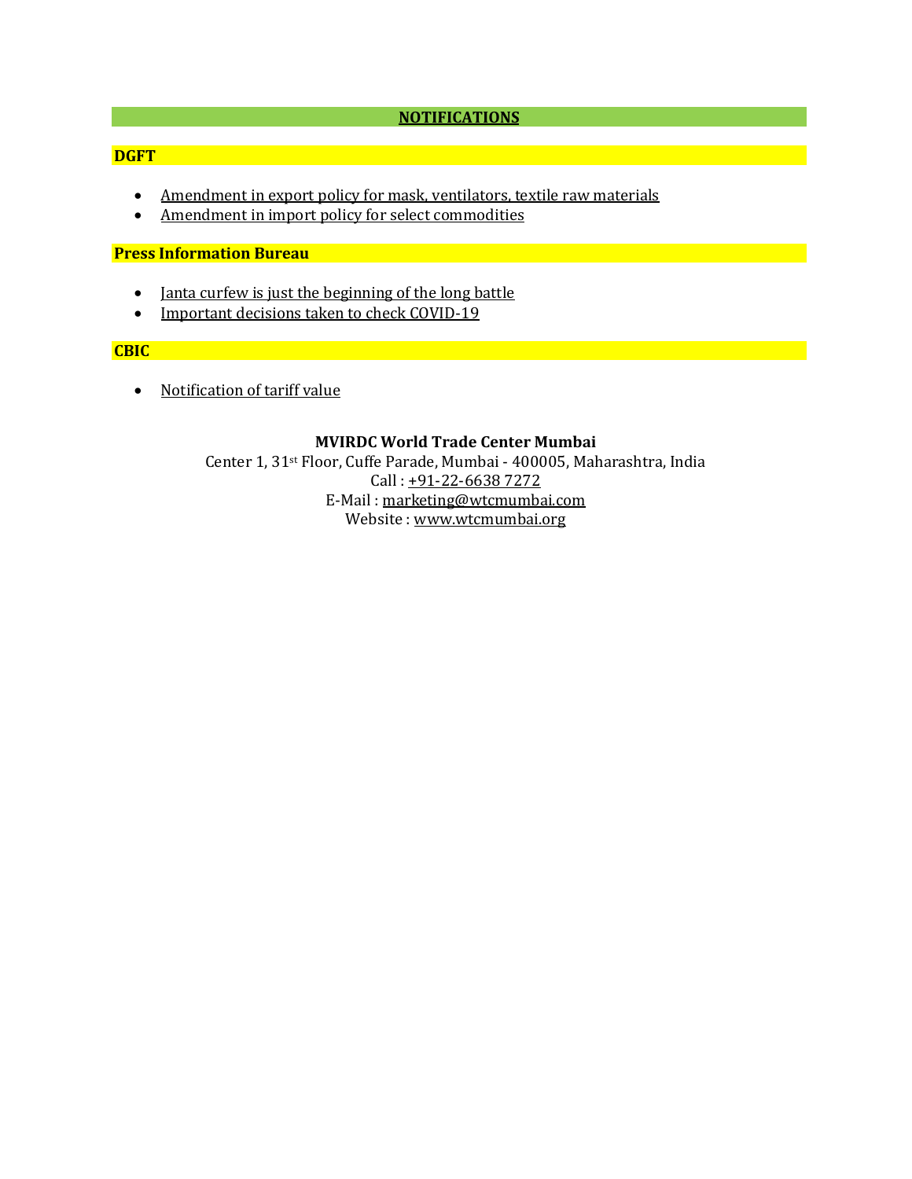## NOTIFICATIONS

### DGFT

- Amendment in export policy for mask, ventilators, textile raw materials
- Amendment in import policy for select commodities

### Press Information Bureau

- Janta curfew is just the beginning of the long battle
- Important decisions taken to check COVID-19

### CBIC

- Notification of tariff value

**MVIRDC World Trade Center Mumbai**
Center 1, 31st Floor, Cuffe Parade, Mumbai - 400005, Maharashtra, India
Call : +91-22-6638 7272
E-Mail : marketing@wtcmumbai.com
Website : www.wtcmumbai.org